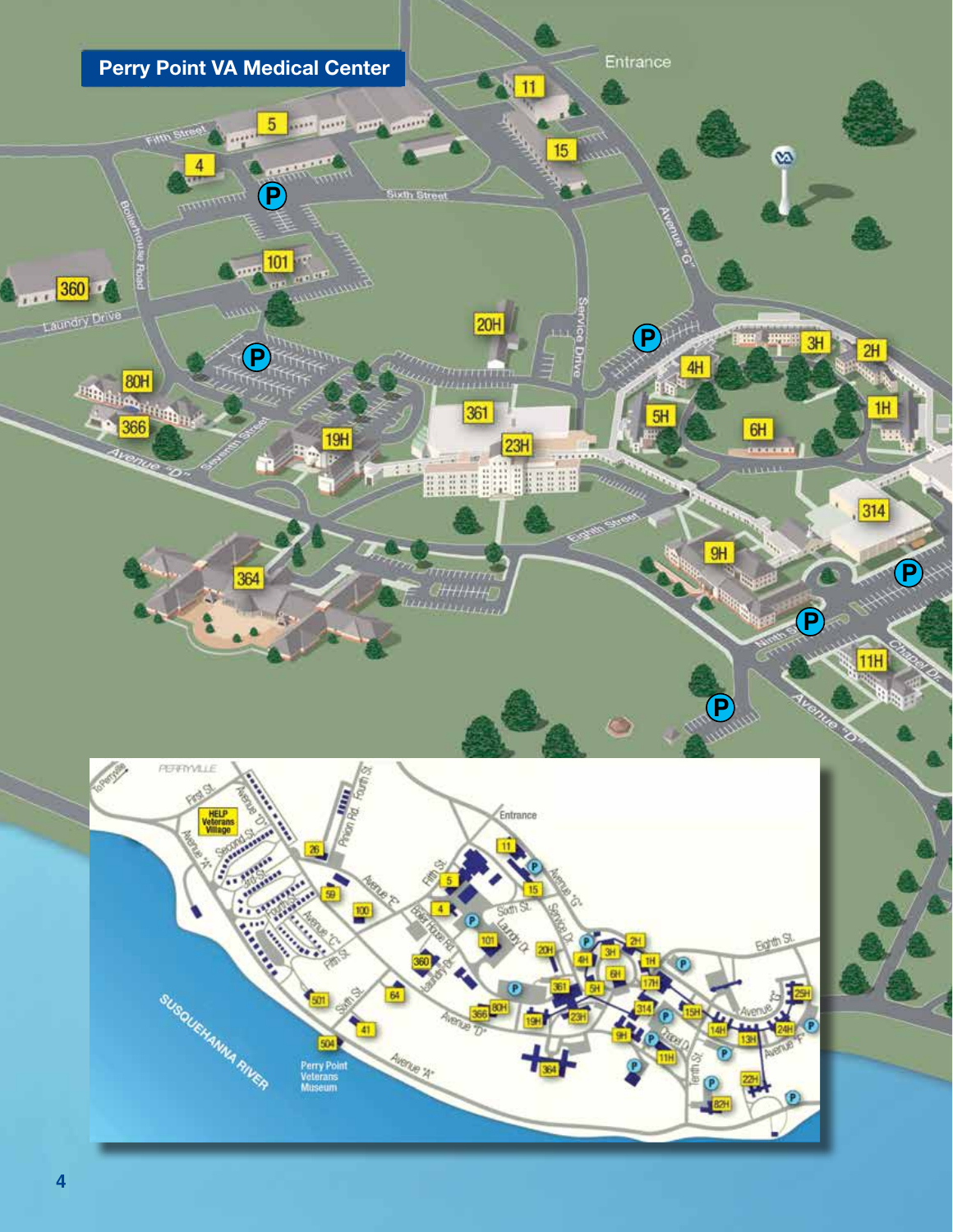# Perry Point VA Medical Center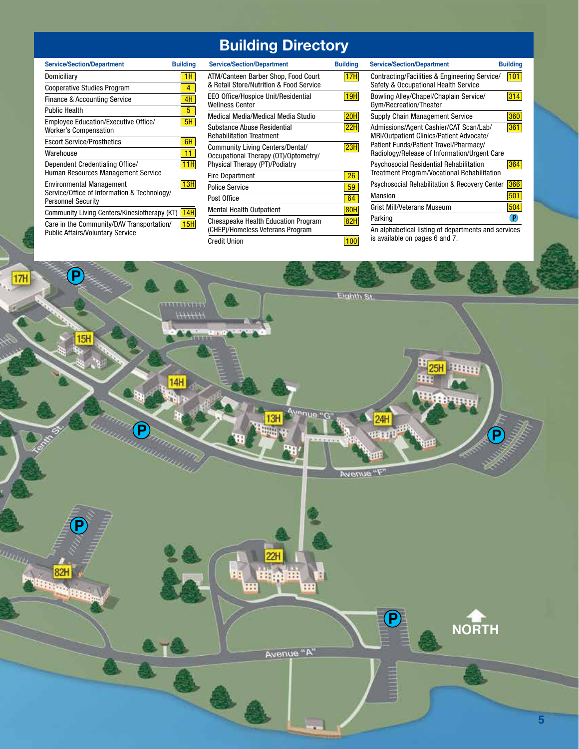# Building Directory

| Service/Section/Department | Building |
|---|---|
| Domiciliary | 1H |
| Cooperative Studies Program | 4 |
| Finance & Accounting Service | 4H |
| Public Health | 5 |
| Employee Education/Executive Office/ Worker's Compensation | 5H |
| Escort Service/Prosthetics | 6H |
| Warehouse | 11 |
| Dependent Credentialing Office/ Human Resources Management Service | 11H |
| Environmental Management Service/Office of Information & Technology/ Personnel Security | 13H |
| Community Living Centers/Kinesiotherapy (KT) | 14H |
| Care in the Community/DAV Transportation/ Public Affairs/Voluntary Service | 15H |
| ATM/Canteen Barber Shop, Food Court & Retail Store/Nutrition & Food Service | 17H |
| EEO Office/Hospice Unit/Residential Wellness Center | 19H |
| Medical Media/Medical Media Studio | 20H |
| Substance Abuse Residential Rehabilitation Treatment | 22H |
| Community Living Centers/Dental/ Occupational Therapy (OT)/Optometry/ Physical Therapy (PT)/Podiatry | 23H |
| Fire Department | 26 |
| Police Service | 59 |
| Post Office | 64 |
| Mental Health Outpatient | 80H |
| Chesapeake Health Education Program (CHEP)/Homeless Veterans Program | 82H |
| Credit Union | 100 |
| Contracting/Facilities & Engineering Service/ Safety & Occupational Health Service | 101 |
| Bowling Alley/Chapel/Chaplain Service/ Gym/Recreation/Theater | 314 |
| Supply Chain Management Service | 360 |
| Admissions/Agent Cashier/CAT Scan/Lab/ MRI/Outpatient Clinics/Patient Advocate/ Patient Funds/Patient Travel/Pharmacy/ Radiology/Release of Information/Urgent Care | 361 |
| Psychosocial Residential Rehabilitation Treatment Program/Vocational Rehabilitation | 364 |
| Psychosocial Rehabilitation & Recovery Center | 366 |
| Mansion | 501 |
| Grist Mill/Veterans Museum | 504 |
| Parking | P |

An alphabetical listing of departments and services is available on pages 6 and 7.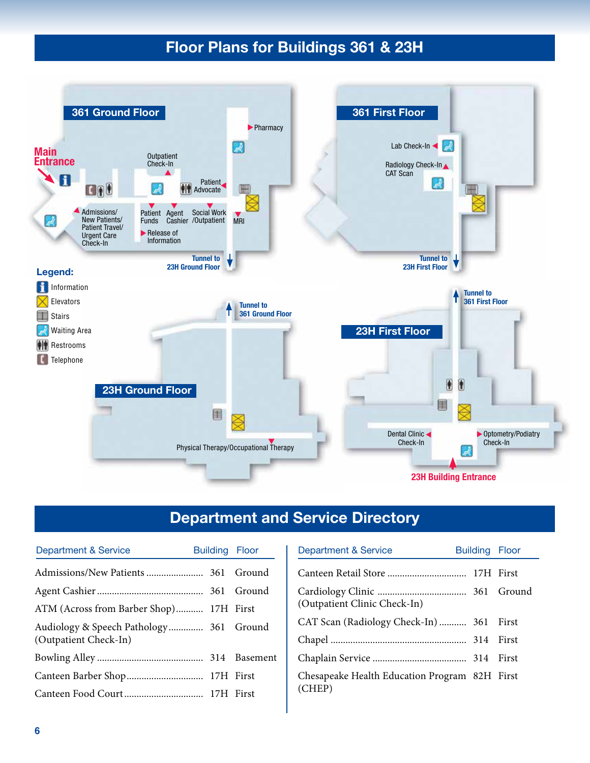## Floor Plans for Buildings 361 & 23H

### 361 Ground Floor

Main Entrance

Outpatient Check-In

Pharmacy

Patient Advocate

Admissions/ New Patients/ Patient Travel/ Urgent Care Check-In

Patient Funds

Agent Cashier

Social Work /Outpatient

MRI

Release of Information

Tunnel to 23H Ground Floor

### 361 First Floor

Lab Check-In

Radiology Check-In CAT Scan

Tunnel to 23H First Floor

**Legend:**

- Information
- Elevators
- Stairs
- Waiting Area
- Restrooms
- Telephone

### 23H Ground Floor

Tunnel to 361 Ground Floor

Physical Therapy/Occupational Therapy

### 23H First Floor

Tunnel to 361 First Floor

Dental Clinic Check-In

Optometry/Podiatry Check-In

23H Building Entrance

## Department and Service Directory

| Department & Service | Building | Floor |
|---|---|---|
| Admissions/New Patients | 361 | Ground |
| Agent Cashier | 361 | Ground |
| ATM (Across from Barber Shop) | 17H | First |
| Audiology & Speech Pathology (Outpatient Check-In) | 361 | Ground |
| Bowling Alley | 314 | Basement |
| Canteen Barber Shop | 17H | First |
| Canteen Food Court | 17H | First |
| Canteen Retail Store | 17H | First |
| Cardiology Clinic (Outpatient Clinic Check-In) | 361 | Ground |
| CAT Scan (Radiology Check-In) | 361 | First |
| Chapel | 314 | First |
| Chaplain Service | 314 | First |
| Chesapeake Health Education Program (CHEP) | 82H | First |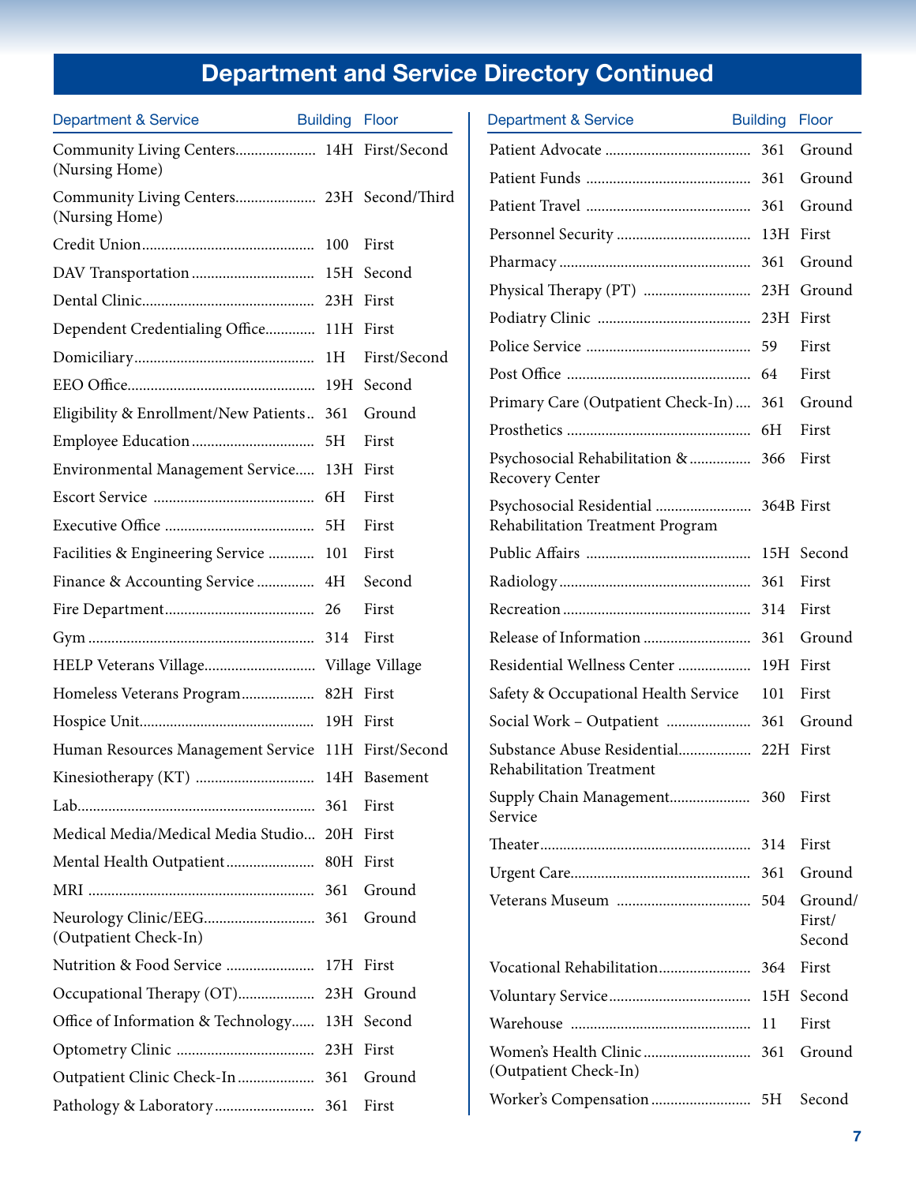## Department and Service Directory Continued

| Department & Service | Building | Floor |
|---|---|---|
| Community Living Centers (Nursing Home) | 14H | First/Second |
| Community Living Centers (Nursing Home) | 23H | Second/Third |
| Credit Union | 100 | First |
| DAV Transportation | 15H | Second |
| Dental Clinic | 23H | First |
| Dependent Credentialing Office | 11H | First |
| Domiciliary | 1H | First/Second |
| EEO Office | 19H | Second |
| Eligibility & Enrollment/New Patients | 361 | Ground |
| Employee Education | 5H | First |
| Environmental Management Service | 13H | First |
| Escort Service | 6H | First |
| Executive Office | 5H | First |
| Facilities & Engineering Service | 101 | First |
| Finance & Accounting Service | 4H | Second |
| Fire Department | 26 | First |
| Gym | 314 | First |
| HELP Veterans Village | Village | Village |
| Homeless Veterans Program | 82H | First |
| Hospice Unit | 19H | First |
| Human Resources Management Service | 11H | First/Second |
| Kinesiotherapy (KT) | 14H | Basement |
| Lab | 361 | First |
| Medical Media/Medical Media Studio | 20H | First |
| Mental Health Outpatient | 80H | First |
| MRI | 361 | Ground |
| Neurology Clinic/EEG (Outpatient Check-In) | 361 | Ground |
| Nutrition & Food Service | 17H | First |
| Occupational Therapy (OT) | 23H | Ground |
| Office of Information & Technology | 13H | Second |
| Optometry Clinic | 23H | First |
| Outpatient Clinic Check-In | 361 | Ground |
| Pathology & Laboratory | 361 | First |
| Patient Advocate | 361 | Ground |
| Patient Funds | 361 | Ground |
| Patient Travel | 361 | Ground |
| Personnel Security | 13H | First |
| Pharmacy | 361 | Ground |
| Physical Therapy (PT) | 23H | Ground |
| Podiatry Clinic | 23H | First |
| Police Service | 59 | First |
| Post Office | 64 | First |
| Primary Care (Outpatient Check-In) | 361 | Ground |
| Prosthetics | 6H | First |
| Psychosocial Rehabilitation & Recovery Center | 366 | First |
| Psychosocial Residential Rehabilitation Treatment Program | 364B | First |
| Public Affairs | 15H | Second |
| Radiology | 361 | First |
| Recreation | 314 | First |
| Release of Information | 361 | Ground |
| Residential Wellness Center | 19H | First |
| Safety & Occupational Health Service | 101 | First |
| Social Work – Outpatient | 361 | Ground |
| Substance Abuse Residential Rehabilitation Treatment | 22H | First |
| Supply Chain Management Service | 360 | First |
| Theater | 314 | First |
| Urgent Care | 361 | Ground |
| Veterans Museum | 504 | Ground/ First/ Second |
| Vocational Rehabilitation | 364 | First |
| Voluntary Service | 15H | Second |
| Warehouse | 11 | First |
| Women's Health Clinic (Outpatient Check-In) | 361 | Ground |
| Worker's Compensation | 5H | Second |